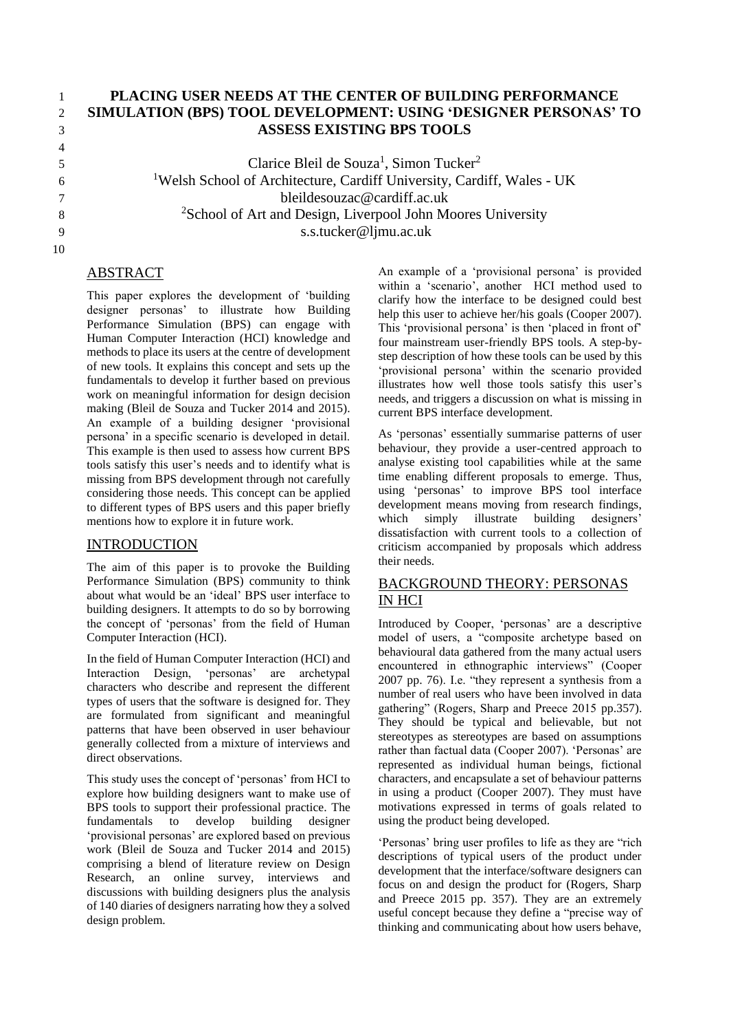# PLACING USER NEEDS AT THE CENTER OF BUILDING PERFORMANCE SIMULATION (BPS) TOOL DEVELOPMENT: USING 'DESIGNER PERSONAS' TO ASSESS EXISTING BPS TOOLS

Clarice Bleil de Souza[1], Simon Tucker[2]

[1]Welsh School of Architecture, Cardiff University, Cardiff, Wales - UK
bleildesouzac@cardiff.ac.uk

[2]School of Art and Design, Liverpool John Moores University
s.s.tucker@ljmu.ac.uk

## ABSTRACT

This paper explores the development of 'building designer personas' to illustrate how Building Performance Simulation (BPS) can engage with Human Computer Interaction (HCI) knowledge and methods to place its users at the centre of development of new tools. It explains this concept and sets up the fundamentals to develop it further based on previous work on meaningful information for design decision making (Bleil de Souza and Tucker 2014 and 2015). An example of a building designer 'provisional persona' in a specific scenario is developed in detail. This example is then used to assess how current BPS tools satisfy this user's needs and to identify what is missing from BPS development through not carefully considering those needs. This concept can be applied to different types of BPS users and this paper briefly mentions how to explore it in future work.

## INTRODUCTION

The aim of this paper is to provoke the Building Performance Simulation (BPS) community to think about what would be an 'ideal' BPS user interface to building designers. It attempts to do so by borrowing the concept of 'personas' from the field of Human Computer Interaction (HCI).

In the field of Human Computer Interaction (HCI) and Interaction Design, 'personas' are archetypal characters who describe and represent the different types of users that the software is designed for. They are formulated from significant and meaningful patterns that have been observed in user behaviour generally collected from a mixture of interviews and direct observations.

This study uses the concept of 'personas' from HCI to explore how building designers want to make use of BPS tools to support their professional practice. The fundamentals to develop building designer 'provisional personas' are explored based on previous work (Bleil de Souza and Tucker 2014 and 2015) comprising a blend of literature review on Design Research, an online survey, interviews and discussions with building designers plus the analysis of 140 diaries of designers narrating how they a solved design problem.

An example of a 'provisional persona' is provided within a 'scenario', another HCI method used to clarify how the interface to be designed could best help this user to achieve her/his goals (Cooper 2007). This 'provisional persona' is then 'placed in front of' four mainstream user-friendly BPS tools. A step-by-step description of how these tools can be used by this 'provisional persona' within the scenario provided illustrates how well those tools satisfy this user's needs, and triggers a discussion on what is missing in current BPS interface development.

As 'personas' essentially summarise patterns of user behaviour, they provide a user-centred approach to analyse existing tool capabilities while at the same time enabling different proposals to emerge. Thus, using 'personas' to improve BPS tool interface development means moving from research findings, which simply illustrate building designers' dissatisfaction with current tools to a collection of criticism accompanied by proposals which address their needs.

## BACKGROUND THEORY: PERSONAS IN HCI

Introduced by Cooper, 'personas' are a descriptive model of users, a "composite archetype based on behavioural data gathered from the many actual users encountered in ethnographic interviews" (Cooper 2007 pp. 76). I.e. "they represent a synthesis from a number of real users who have been involved in data gathering" (Rogers, Sharp and Preece 2015 pp.357). They should be typical and believable, but not stereotypes as stereotypes are based on assumptions rather than factual data (Cooper 2007). 'Personas' are represented as individual human beings, fictional characters, and encapsulate a set of behaviour patterns in using a product (Cooper 2007). They must have motivations expressed in terms of goals related to using the product being developed.

'Personas' bring user profiles to life as they are "rich descriptions of typical users of the product under development that the interface/software designers can focus on and design the product for (Rogers, Sharp and Preece 2015 pp. 357). They are an extremely useful concept because they define a "precise way of thinking and communicating about how users behave,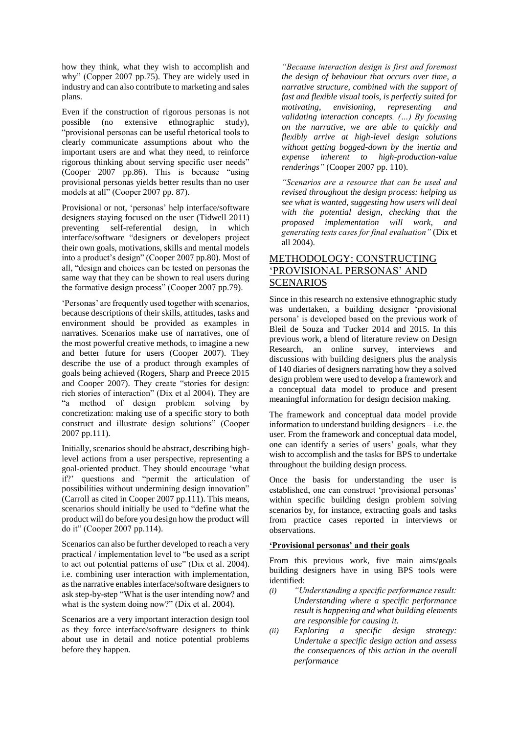how they think, what they wish to accomplish and why" (Copper 2007 pp.75). They are widely used in industry and can also contribute to marketing and sales plans.

Even if the construction of rigorous personas is not possible (no extensive ethnographic study), "provisional personas can be useful rhetorical tools to clearly communicate assumptions about who the important users are and what they need, to reinforce rigorous thinking about serving specific user needs" (Cooper 2007 pp.86). This is because "using provisional personas yields better results than no user models at all" (Cooper 2007 pp. 87).

Provisional or not, 'personas' help interface/software designers staying focused on the user (Tidwell 2011) preventing self-referential design, in which interface/software "designers or developers project their own goals, motivations, skills and mental models into a product's design" (Cooper 2007 pp.80). Most of all, "design and choices can be tested on personas the same way that they can be shown to real users during the formative design process" (Cooper 2007 pp.79).

'Personas' are frequently used together with scenarios, because descriptions of their skills, attitudes, tasks and environment should be provided as examples in narratives. Scenarios make use of narratives, one of the most powerful creative methods, to imagine a new and better future for users (Cooper 2007). They describe the use of a product through examples of goals being achieved (Rogers, Sharp and Preece 2015 and Cooper 2007). They create "stories for design: rich stories of interaction" (Dix et al 2004). They are "a method of design problem solving by concretization: making use of a specific story to both construct and illustrate design solutions" (Cooper 2007 pp.111).

Initially, scenarios should be abstract, describing high-level actions from a user perspective, representing a goal-oriented product. They should encourage 'what if?' questions and "permit the articulation of possibilities without undermining design innovation" (Carroll as cited in Cooper 2007 pp.111). This means, scenarios should initially be used to "define what the product will do before you design how the product will do it" (Cooper 2007 pp.114).

Scenarios can also be further developed to reach a very practical / implementation level to "be used as a script to act out potential patterns of use" (Dix et al. 2004). i.e. combining user interaction with implementation, as the narrative enables interface/software designers to ask step-by-step "What is the user intending now? and what is the system doing now?" (Dix et al. 2004).

Scenarios are a very important interaction design tool as they force interface/software designers to think about use in detail and notice potential problems before they happen.

*"Because interaction design is first and foremost the design of behaviour that occurs over time, a narrative structure, combined with the support of fast and flexible visual tools, is perfectly suited for motivating, envisioning, representing and validating interaction concepts. (…) By focusing on the narrative, we are able to quickly and flexibly arrive at high-level design solutions without getting bogged-down by the inertia and expense inherent to high-production-value renderings"* (Cooper 2007 pp. 110).

*"Scenarios are a resource that can be used and revised throughout the design process: helping us see what is wanted, suggesting how users will deal with the potential design, checking that the proposed implementation will work, and generating tests cases for final evaluation"* (Dix et all 2004).

## METHODOLOGY: CONSTRUCTING 'PROVISIONAL PERSONAS' AND SCENARIOS

Since in this research no extensive ethnographic study was undertaken, a building designer 'provisional persona' is developed based on the previous work of Bleil de Souza and Tucker 2014 and 2015. In this previous work, a blend of literature review on Design Research, an online survey, interviews and discussions with building designers plus the analysis of 140 diaries of designers narrating how they a solved design problem were used to develop a framework and a conceptual data model to produce and present meaningful information for design decision making.

The framework and conceptual data model provide information to understand building designers – i.e. the user. From the framework and conceptual data model, one can identify a series of users' goals, what they wish to accomplish and the tasks for BPS to undertake throughout the building design process.

Once the basis for understanding the user is established, one can construct 'provisional personas' within specific building design problem solving scenarios by, for instance, extracting goals and tasks from practice cases reported in interviews or observations.

### 'Provisional personas' and their goals

From this previous work, five main aims/goals building designers have in using BPS tools were identified:

(i) *"Understanding a specific performance result: Understanding where a specific performance result is happening and what building elements are responsible for causing it.*

(ii) *Exploring a specific design strategy: Undertake a specific design action and assess the consequences of this action in the overall performance*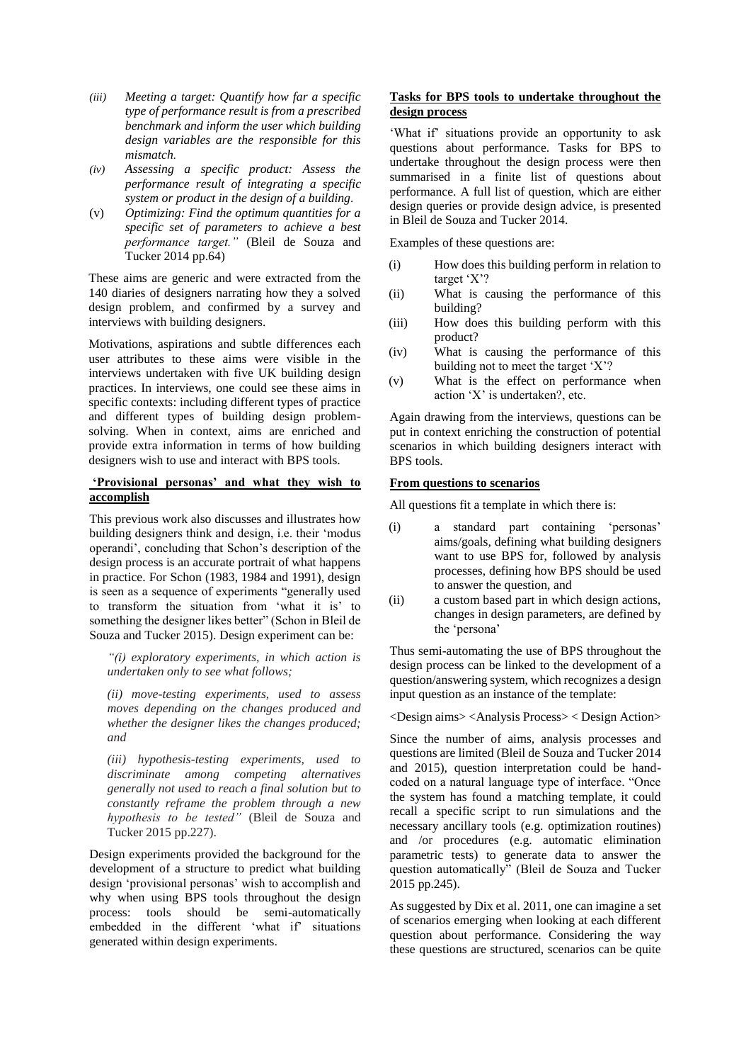*(iii) Meeting a target: Quantify how far a specific type of performance result is from a prescribed benchmark and inform the user which building design variables are the responsible for this mismatch.*

*(iv) Assessing a specific product: Assess the performance result of integrating a specific system or product in the design of a building.*

(v) *Optimizing: Find the optimum quantities for a specific set of parameters to achieve a best performance target."* (Bleil de Souza and Tucker 2014 pp.64)

These aims are generic and were extracted from the 140 diaries of designers narrating how they a solved design problem, and confirmed by a survey and interviews with building designers.

Motivations, aspirations and subtle differences each user attributes to these aims were visible in the interviews undertaken with five UK building design practices. In interviews, one could see these aims in specific contexts: including different types of practice and different types of building design problem-solving. When in context, aims are enriched and provide extra information in terms of how building designers wish to use and interact with BPS tools.

## 'Provisional personas' and what they wish to accomplish

This previous work also discusses and illustrates how building designers think and design, i.e. their 'modus operandi', concluding that Schon's description of the design process is an accurate portrait of what happens in practice. For Schon (1983, 1984 and 1991), design is seen as a sequence of experiments "generally used to transform the situation from 'what it is' to something the designer likes better" (Schon in Bleil de Souza and Tucker 2015). Design experiment can be:

*"(i) exploratory experiments, in which action is undertaken only to see what follows;*

*(ii) move-testing experiments, used to assess moves depending on the changes produced and whether the designer likes the changes produced; and*

*(iii) hypothesis-testing experiments, used to discriminate among competing alternatives generally not used to reach a final solution but to constantly reframe the problem through a new hypothesis to be tested"* (Bleil de Souza and Tucker 2015 pp.227).

Design experiments provided the background for the development of a structure to predict what building design 'provisional personas' wish to accomplish and why when using BPS tools throughout the design process: tools should be semi-automatically embedded in the different 'what if' situations generated within design experiments.

## Tasks for BPS tools to undertake throughout the design process

'What if' situations provide an opportunity to ask questions about performance. Tasks for BPS to undertake throughout the design process were then summarised in a finite list of questions about performance. A full list of question, which are either design queries or provide design advice, is presented in Bleil de Souza and Tucker 2014.

Examples of these questions are:

(i) How does this building perform in relation to target 'X'?

(ii) What is causing the performance of this building?

(iii) How does this building perform with this product?

(iv) What is causing the performance of this building not to meet the target 'X'?

(v) What is the effect on performance when action 'X' is undertaken?, etc.

Again drawing from the interviews, questions can be put in context enriching the construction of potential scenarios in which building designers interact with BPS tools.

## From questions to scenarios

All questions fit a template in which there is:

(i) a standard part containing 'personas' aims/goals, defining what building designers want to use BPS for, followed by analysis processes, defining how BPS should be used to answer the question, and

(ii) a custom based part in which design actions, changes in design parameters, are defined by the 'persona'

Thus semi-automating the use of BPS throughout the design process can be linked to the development of a question/answering system, which recognizes a design input question as an instance of the template:

<Design aims> <Analysis Process> < Design Action>

Since the number of aims, analysis processes and questions are limited (Bleil de Souza and Tucker 2014 and 2015), question interpretation could be hand-coded on a natural language type of interface. "Once the system has found a matching template, it could recall a specific script to run simulations and the necessary ancillary tools (e.g. optimization routines) and /or procedures (e.g. automatic elimination parametric tests) to generate data to answer the question automatically" (Bleil de Souza and Tucker 2015 pp.245).

As suggested by Dix et al. 2011, one can imagine a set of scenarios emerging when looking at each different question about performance. Considering the way these questions are structured, scenarios can be quite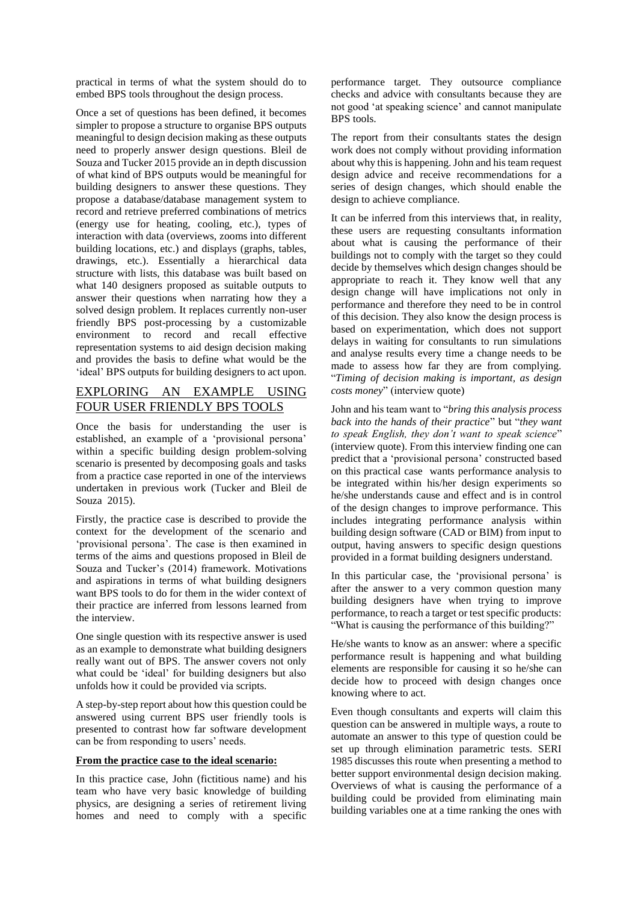practical in terms of what the system should do to embed BPS tools throughout the design process.

Once a set of questions has been defined, it becomes simpler to propose a structure to organise BPS outputs meaningful to design decision making as these outputs need to properly answer design questions. Bleil de Souza and Tucker 2015 provide an in depth discussion of what kind of BPS outputs would be meaningful for building designers to answer these questions. They propose a database/database management system to record and retrieve preferred combinations of metrics (energy use for heating, cooling, etc.), types of interaction with data (overviews, zooms into different building locations, etc.) and displays (graphs, tables, drawings, etc.). Essentially a hierarchical data structure with lists, this database was built based on what 140 designers proposed as suitable outputs to answer their questions when narrating how they a solved design problem. It replaces currently non-user friendly BPS post-processing by a customizable environment to record and recall effective representation systems to aid design decision making and provides the basis to define what would be the 'ideal' BPS outputs for building designers to act upon.

## EXPLORING AN EXAMPLE USING FOUR USER FRIENDLY BPS TOOLS

Once the basis for understanding the user is established, an example of a 'provisional persona' within a specific building design problem-solving scenario is presented by decomposing goals and tasks from a practice case reported in one of the interviews undertaken in previous work (Tucker and Bleil de Souza 2015).

Firstly, the practice case is described to provide the context for the development of the scenario and 'provisional persona'. The case is then examined in terms of the aims and questions proposed in Bleil de Souza and Tucker's (2014) framework. Motivations and aspirations in terms of what building designers want BPS tools to do for them in the wider context of their practice are inferred from lessons learned from the interview.

One single question with its respective answer is used as an example to demonstrate what building designers really want out of BPS. The answer covers not only what could be 'ideal' for building designers but also unfolds how it could be provided via scripts.

A step-by-step report about how this question could be answered using current BPS user friendly tools is presented to contrast how far software development can be from responding to users' needs.

**From the practice case to the ideal scenario:**

In this practice case, John (fictitious name) and his team who have very basic knowledge of building physics, are designing a series of retirement living homes and need to comply with a specific performance target. They outsource compliance checks and advice with consultants because they are not good 'at speaking science' and cannot manipulate BPS tools.

The report from their consultants states the design work does not comply without providing information about why this is happening. John and his team request design advice and receive recommendations for a series of design changes, which should enable the design to achieve compliance.

It can be inferred from this interviews that, in reality, these users are requesting consultants information about what is causing the performance of their buildings not to comply with the target so they could decide by themselves which design changes should be appropriate to reach it. They know well that any design change will have implications not only in performance and therefore they need to be in control of this decision. They also know the design process is based on experimentation, which does not support delays in waiting for consultants to run simulations and analyse results every time a change needs to be made to assess how far they are from complying. "*Timing of decision making is important, as design costs money*" (interview quote)

John and his team want to "*bring this analysis process back into the hands of their practice*" but "*they want to speak English, they don't want to speak science*" (interview quote). From this interview finding one can predict that a 'provisional persona' constructed based on this practical case wants performance analysis to be integrated within his/her design experiments so he/she understands cause and effect and is in control of the design changes to improve performance. This includes integrating performance analysis within building design software (CAD or BIM) from input to output, having answers to specific design questions provided in a format building designers understand.

In this particular case, the 'provisional persona' is after the answer to a very common question many building designers have when trying to improve performance, to reach a target or test specific products: "What is causing the performance of this building?"

He/she wants to know as an answer: where a specific performance result is happening and what building elements are responsible for causing it so he/she can decide how to proceed with design changes once knowing where to act.

Even though consultants and experts will claim this question can be answered in multiple ways, a route to automate an answer to this type of question could be set up through elimination parametric tests. SERI 1985 discusses this route when presenting a method to better support environmental design decision making. Overviews of what is causing the performance of a building could be provided from eliminating main building variables one at a time ranking the ones with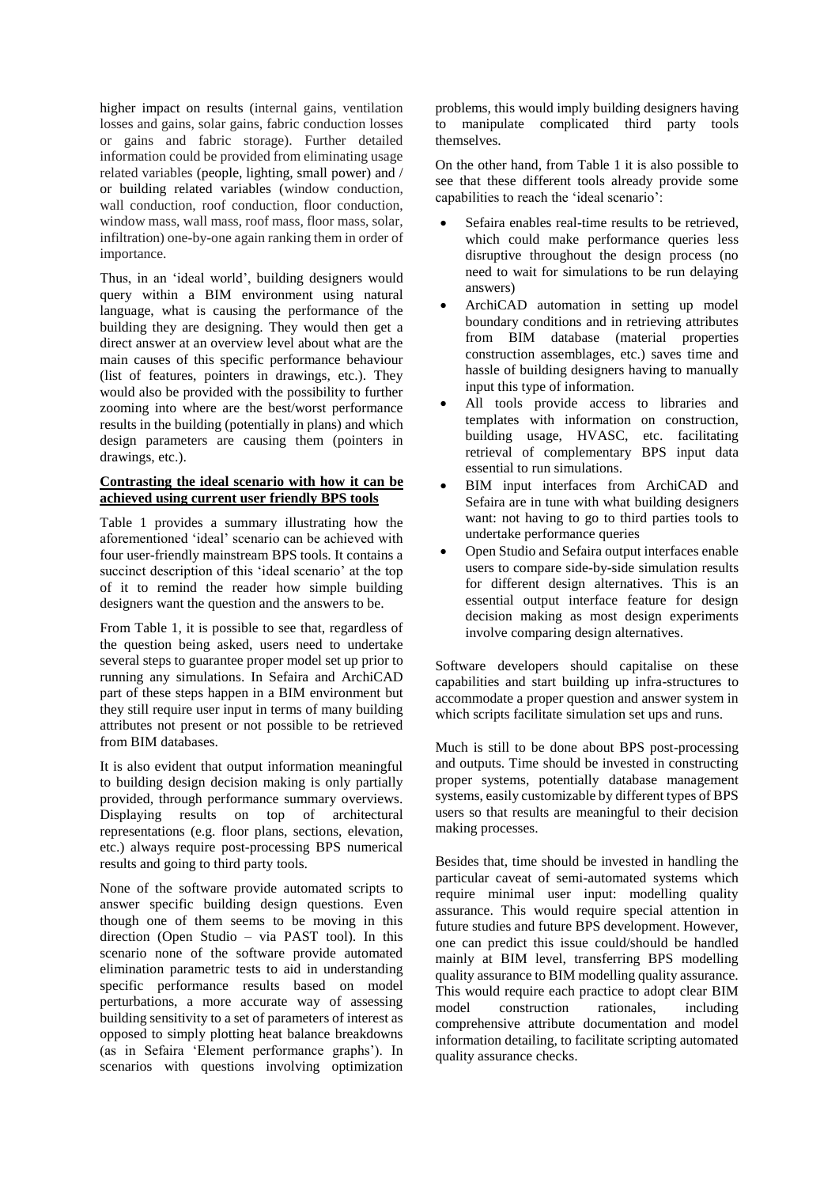higher impact on results (internal gains, ventilation losses and gains, solar gains, fabric conduction losses or gains and fabric storage). Further detailed information could be provided from eliminating usage related variables (people, lighting, small power) and / or building related variables (window conduction, wall conduction, roof conduction, floor conduction, window mass, wall mass, roof mass, floor mass, solar, infiltration) one-by-one again ranking them in order of importance.

Thus, in an 'ideal world', building designers would query within a BIM environment using natural language, what is causing the performance of the building they are designing. They would then get a direct answer at an overview level about what are the main causes of this specific performance behaviour (list of features, pointers in drawings, etc.). They would also be provided with the possibility to further zooming into where are the best/worst performance results in the building (potentially in plans) and which design parameters are causing them (pointers in drawings, etc.).

**Contrasting the ideal scenario with how it can be achieved using current user friendly BPS tools**

Table 1 provides a summary illustrating how the aforementioned 'ideal' scenario can be achieved with four user-friendly mainstream BPS tools. It contains a succinct description of this 'ideal scenario' at the top of it to remind the reader how simple building designers want the question and the answers to be.

From Table 1, it is possible to see that, regardless of the question being asked, users need to undertake several steps to guarantee proper model set up prior to running any simulations. In Sefaira and ArchiCAD part of these steps happen in a BIM environment but they still require user input in terms of many building attributes not present or not possible to be retrieved from BIM databases.

It is also evident that output information meaningful to building design decision making is only partially provided, through performance summary overviews. Displaying results on top of architectural representations (e.g. floor plans, sections, elevation, etc.) always require post-processing BPS numerical results and going to third party tools.

None of the software provide automated scripts to answer specific building design questions. Even though one of them seems to be moving in this direction (Open Studio – via PAST tool). In this scenario none of the software provide automated elimination parametric tests to aid in understanding specific performance results based on model perturbations, a more accurate way of assessing building sensitivity to a set of parameters of interest as opposed to simply plotting heat balance breakdowns (as in Sefaira 'Element performance graphs'). In scenarios with questions involving optimization problems, this would imply building designers having to manipulate complicated third party tools themselves.

On the other hand, from Table 1 it is also possible to see that these different tools already provide some capabilities to reach the 'ideal scenario':

- Sefaira enables real-time results to be retrieved, which could make performance queries less disruptive throughout the design process (no need to wait for simulations to be run delaying answers)
- ArchiCAD automation in setting up model boundary conditions and in retrieving attributes from BIM database (material properties construction assemblages, etc.) saves time and hassle of building designers having to manually input this type of information.
- All tools provide access to libraries and templates with information on construction, building usage, HVASC, etc. facilitating retrieval of complementary BPS input data essential to run simulations.
- BIM input interfaces from ArchiCAD and Sefaira are in tune with what building designers want: not having to go to third parties tools to undertake performance queries
- Open Studio and Sefaira output interfaces enable users to compare side-by-side simulation results for different design alternatives. This is an essential output interface feature for design decision making as most design experiments involve comparing design alternatives.

Software developers should capitalise on these capabilities and start building up infra-structures to accommodate a proper question and answer system in which scripts facilitate simulation set ups and runs.

Much is still to be done about BPS post-processing and outputs. Time should be invested in constructing proper systems, potentially database management systems, easily customizable by different types of BPS users so that results are meaningful to their decision making processes.

Besides that, time should be invested in handling the particular caveat of semi-automated systems which require minimal user input: modelling quality assurance. This would require special attention in future studies and future BPS development. However, one can predict this issue could/should be handled mainly at BIM level, transferring BPS modelling quality assurance to BIM modelling quality assurance. This would require each practice to adopt clear BIM model construction rationales, including comprehensive attribute documentation and model information detailing, to facilitate scripting automated quality assurance checks.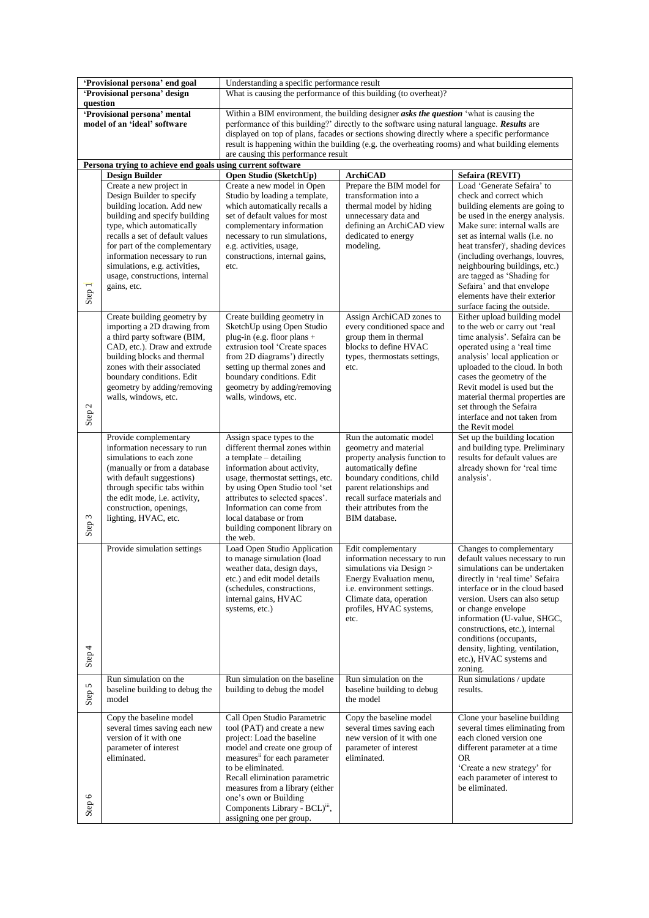| 'Provisional persona' end goal | | Understanding a specific performance result | | |
|---|---|---|---|---|
| 'Provisional persona' design question | | What is causing the performance of this building (to overheat)? | | |
| 'Provisional persona' mental model of an 'ideal' software | | Within a BIM environment, the building designer ***asks the question*** 'what is causing the performance of this building?' directly to the software using natural language. ***Results*** are displayed on top of plans, facades or sections showing directly where a specific performance result is happening within the building (e.g. the overheating rooms) and what building elements are causing this performance result | | |
| **Persona trying to achieve end goals using current software** | | | | |
| | **Design Builder** | **Open Studio (SketchUp)** | **ArchiCAD** | **Sefaira (REVIT)** |
| Step 1 | Create a new project in Design Builder to specify building location. Add new building and specify building type, which automatically recalls a set of default values for part of the complementary information necessary to run simulations, e.g. activities, usage, constructions, internal gains, etc. | Create a new model in Open Studio by loading a template, which automatically recalls a set of default values for most complementary information necessary to run simulations, e.g. activities, usage, constructions, internal gains, etc. | Prepare the BIM model for transformation into a thermal model by hiding unnecessary data and defining an ArchiCAD view dedicated to energy modeling. | Load 'Generate Sefaira' to check and correct which building elements are going to be used in the energy analysis. Make sure: internal walls are set as internal walls (i.e. no heat transfer)[i], shading devices (including overhangs, louvres, neighbouring buildings, etc.) are tagged as 'Shading for Sefaira' and that envelope elements have their exterior surface facing the outside. |
| Step 2 | Create building geometry by importing a 2D drawing from a third party software (BIM, CAD, etc.). Draw and extrude building blocks and thermal zones with their associated boundary conditions. Edit geometry by adding/removing walls, windows, etc. | Create building geometry in SketchUp using Open Studio plug-in (e.g. floor plans + extrusion tool 'Create spaces from 2D diagrams') directly setting up thermal zones and boundary conditions. Edit geometry by adding/removing walls, windows, etc. | Assign ArchiCAD zones to every conditioned space and group them in thermal blocks to define HVAC types, thermostats settings, etc. | Either upload building model to the web or carry out 'real time analysis'. Sefaira can be operated using a 'real time analysis' local application or uploaded to the cloud. In both cases the geometry of the Revit model is used but the material thermal properties are set through the Sefaira interface and not taken from the Revit model |
| Step 3 | Provide complementary information necessary to run simulations to each zone (manually or from a database with default suggestions) through specific tabs within the edit mode, i.e. activity, construction, openings, lighting, HVAC, etc. | Assign space types to the different thermal zones within a template – detailing information about activity, usage, thermostat settings, etc. by using Open Studio tool 'set attributes to selected spaces'. Information can come from local database or from building component library on the web. | Run the automatic model geometry and material property analysis function to automatically define boundary conditions, child parent relationships and recall surface materials and their attributes from the BIM database. | Set up the building location and building type. Preliminary results for default values are already shown for 'real time analysis'. |
| Step 4 | Provide simulation settings | Load Open Studio Application to manage simulation (load weather data, design days, etc.) and edit model details (schedules, constructions, internal gains, HVAC systems, etc.) | Edit complementary information necessary to run simulations via Design > Energy Evaluation menu, i.e. environment settings. Climate data, operation profiles, HVAC systems, etc. | Changes to complementary default values necessary to run simulations can be undertaken directly in 'real time' Sefaira interface or in the cloud based version. Users can also setup or change envelope information (U-value, SHGC, constructions, etc.), internal conditions (occupants, density, lighting, ventilation, etc.), HVAC systems and zoning. |
| Step 5 | Run simulation on the baseline building to debug the model | Run simulation on the baseline building to debug the model | Run simulation on the baseline building to debug the model | Run simulations / update results. |
| Step 6 | Copy the baseline model several times saving each new version of it with one parameter of interest eliminated. | Call Open Studio Parametric tool (PAT) and create a new project: Load the baseline model and create one group of measures[ii] for each parameter to be eliminated. Recall elimination parametric measures from a library (either one's own or Building Components Library - BCL)[iii], assigning one per group. | Copy the baseline model several times saving each new version of it with one parameter of interest eliminated. | Clone your baseline building several times eliminating from each cloned version one different parameter at a time OR 'Create a new strategy' for each parameter of interest to be eliminated. |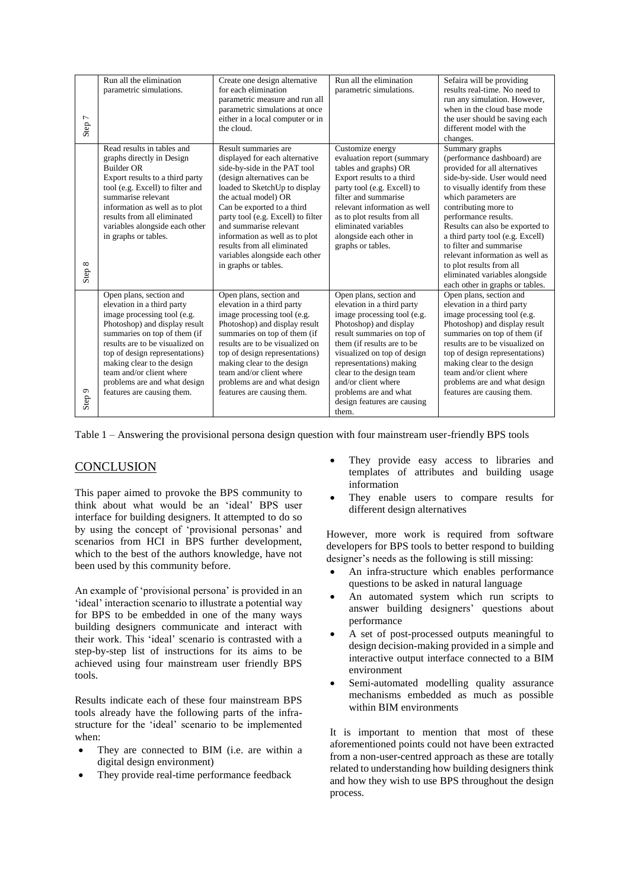| | | | | |
|---|---|---|---|---|
| Step 7 | Run all the elimination parametric simulations. | Create one design alternative for each elimination parametric measure and run all parametric simulations at once either in a local computer or in the cloud. | Run all the elimination parametric simulations. | Sefaira will be providing results real-time. No need to run any simulation. However, when in the cloud base mode the user should be saving each different model with the changes. |
| Step 8 | Read results in tables and graphs directly in Design Builder OR Export results to a third party tool (e.g. Excell) to filter and summarise relevant information as well as to plot results from all eliminated variables alongside each other in graphs or tables. | Result summaries are displayed for each alternative side-by-side in the PAT tool (design alternatives can be loaded to SketchUp to display the actual model) OR Can be exported to a third party tool (e.g. Excell) to filter and summarise relevant information as well as to plot results from all eliminated variables alongside each other in graphs or tables. | Customize energy evaluation report (summary tables and graphs) OR Export results to a third party tool (e.g. Excell) to filter and summarise relevant information as well as to plot results from all eliminated variables alongside each other in graphs or tables. | Summary graphs (performance dashboard) are provided for all alternatives side-by-side. User would need to visually identify from these which parameters are contributing more to performance results. Results can also be exported to a third party tool (e.g. Excell) to filter and summarise relevant information as well as to plot results from all eliminated variables alongside each other in graphs or tables. |
| Step 9 | Open plans, section and elevation in a third party image processing tool (e.g. Photoshop) and display result summaries on top of them (if results are to be visualized on top of design representations) making clear to the design team and/or client where problems are and what design features are causing them. | Open plans, section and elevation in a third party image processing tool (e.g. Photoshop) and display result summaries on top of them (if results are to be visualized on top of design representations) making clear to the design team and/or client where problems are and what design features are causing them. | Open plans, section and elevation in a third party image processing tool (e.g. Photoshop) and display result summaries on top of them (if results are to be visualized on top of design representations) making clear to the design team and/or client where problems are and what design features are causing them. | Open plans, section and elevation in a third party image processing tool (e.g. Photoshop) and display result summaries on top of them (if results are to be visualized on top of design representations) making clear to the design team and/or client where problems are and what design features are causing them. |

Table 1 – Answering the provisional persona design question with four mainstream user-friendly BPS tools

## CONCLUSION

This paper aimed to provoke the BPS community to think about what would be an 'ideal' BPS user interface for building designers. It attempted to do so by using the concept of 'provisional personas' and scenarios from HCI in BPS further development, which to the best of the authors knowledge, have not been used by this community before.

An example of 'provisional persona' is provided in an 'ideal' interaction scenario to illustrate a potential way for BPS to be embedded in one of the many ways building designers communicate and interact with their work. This 'ideal' scenario is contrasted with a step-by-step list of instructions for its aims to be achieved using four mainstream user friendly BPS tools.

Results indicate each of these four mainstream BPS tools already have the following parts of the infra-structure for the 'ideal' scenario to be implemented when:

- They are connected to BIM (i.e. are within a digital design environment)
- They provide real-time performance feedback
- They provide easy access to libraries and templates of attributes and building usage information
- They enable users to compare results for different design alternatives

However, more work is required from software developers for BPS tools to better respond to building designer's needs as the following is still missing:

- An infra-structure which enables performance questions to be asked in natural language
- An automated system which run scripts to answer building designers' questions about performance
- A set of post-processed outputs meaningful to design decision-making provided in a simple and interactive output interface connected to a BIM environment
- Semi-automated modelling quality assurance mechanisms embedded as much as possible within BIM environments

It is important to mention that most of these aforementioned points could not have been extracted from a non-user-centred approach as these are totally related to understanding how building designers think and how they wish to use BPS throughout the design process.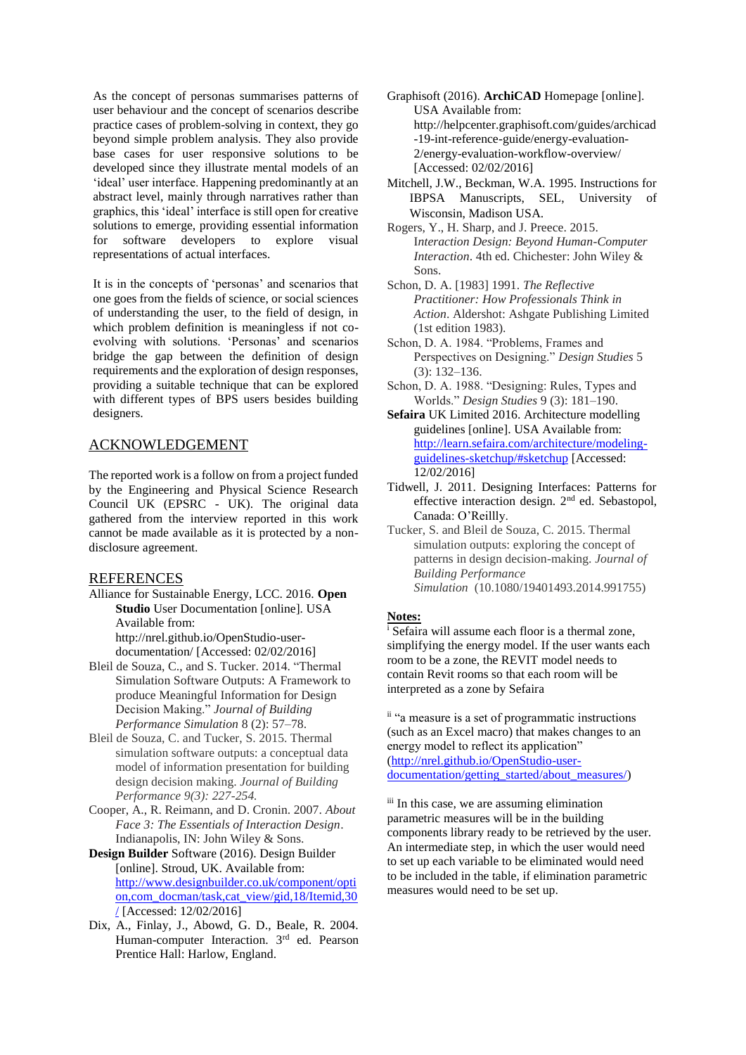As the concept of personas summarises patterns of user behaviour and the concept of scenarios describe practice cases of problem-solving in context, they go beyond simple problem analysis. They also provide base cases for user responsive solutions to be developed since they illustrate mental models of an 'ideal' user interface. Happening predominantly at an abstract level, mainly through narratives rather than graphics, this 'ideal' interface is still open for creative solutions to emerge, providing essential information for software developers to explore visual representations of actual interfaces.

It is in the concepts of 'personas' and scenarios that one goes from the fields of science, or social sciences of understanding the user, to the field of design, in which problem definition is meaningless if not co-evolving with solutions. 'Personas' and scenarios bridge the gap between the definition of design requirements and the exploration of design responses, providing a suitable technique that can be explored with different types of BPS users besides building designers.

## ACKNOWLEDGEMENT

The reported work is a follow on from a project funded by the Engineering and Physical Science Research Council UK (EPSRC - UK). The original data gathered from the interview reported in this work cannot be made available as it is protected by a non-disclosure agreement.

## REFERENCES

Alliance for Sustainable Energy, LCC. 2016. **Open Studio** User Documentation [online]. USA Available from: http://nrel.github.io/OpenStudio-user-documentation/ [Accessed: 02/02/2016]

Bleil de Souza, C., and S. Tucker. 2014. "Thermal Simulation Software Outputs: A Framework to produce Meaningful Information for Design Decision Making." *Journal of Building Performance Simulation* 8 (2): 57–78.

Bleil de Souza, C. and Tucker, S. 2015. Thermal simulation software outputs: a conceptual data model of information presentation for building design decision making. *Journal of Building Performance 9(3): 227-254.*

Cooper, A., R. Reimann, and D. Cronin. 2007. *About Face 3: The Essentials of Interaction Design*. Indianapolis, IN: John Wiley & Sons.

**Design Builder** Software (2016). Design Builder [online]. Stroud, UK. Available from: http://www.designbuilder.co.uk/component/option,com_docman/task,cat_view/gid,18/Itemid,30/ [Accessed: 12/02/2016]

Dix, A., Finlay, J., Abowd, G. D., Beale, R. 2004. Human-computer Interaction. 3rd ed. Pearson Prentice Hall: Harlow, England.

Graphisoft (2016). **ArchiCAD** Homepage [online]. USA Available from: http://helpcenter.graphisoft.com/guides/archicad-19-int-reference-guide/energy-evaluation-2/energy-evaluation-workflow-overview/ [Accessed: 02/02/2016]

Mitchell, J.W., Beckman, W.A. 1995. Instructions for IBPSA Manuscripts, SEL, University of Wisconsin, Madison USA.

Rogers, Y., H. Sharp, and J. Preece. 2015. I*nteraction Design: Beyond Human-Computer Interaction*. 4th ed. Chichester: John Wiley & Sons.

Schon, D. A. [1983] 1991. *The Reflective Practitioner: How Professionals Think in Action*. Aldershot: Ashgate Publishing Limited (1st edition 1983).

Schon, D. A. 1984. "Problems, Frames and Perspectives on Designing." *Design Studies* 5 (3): 132–136.

Schon, D. A. 1988. "Designing: Rules, Types and Worlds." *Design Studies* 9 (3): 181–190.

**Sefaira** UK Limited 2016. Architecture modelling guidelines [online]. USA Available from: http://learn.sefaira.com/architecture/modeling-guidelines-sketchup/#sketchup [Accessed: 12/02/2016]

Tidwell, J. 2011. Designing Interfaces: Patterns for effective interaction design. 2nd ed. Sebastopol, Canada: O'Reillly.

Tucker, S. and Bleil de Souza, C. 2015. Thermal simulation outputs: exploring the concept of patterns in design decision-making. *Journal of Building Performance Simulation* (10.1080/19401493.2014.991755)

**Notes:**

[i] Sefaira will assume each floor is a thermal zone, simplifying the energy model. If the user wants each room to be a zone, the REVIT model needs to contain Revit rooms so that each room will be interpreted as a zone by Sefaira

[ii] "a measure is a set of programmatic instructions (such as an Excel macro) that makes changes to an energy model to reflect its application" (http://nrel.github.io/OpenStudio-user-documentation/getting_started/about_measures/)

[iii] In this case, we are assuming elimination parametric measures will be in the building components library ready to be retrieved by the user. An intermediate step, in which the user would need to set up each variable to be eliminated would need to be included in the table, if elimination parametric measures would need to be set up.